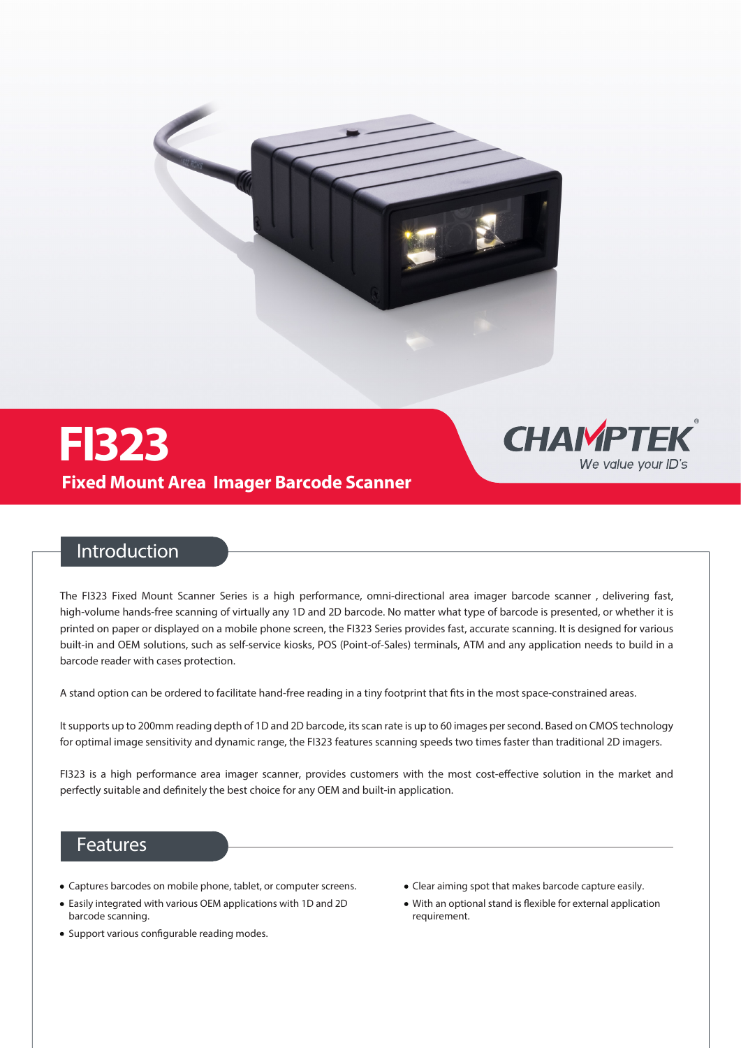# FI323

## Fixed Mount Area Imager Barcode Scanner

CHAMPTEK®
We value your ID's

## Introduction

The FI323 Fixed Mount Scanner Series is a high performance, omni-directional area imager barcode scanner , delivering fast, high-volume hands-free scanning of virtually any 1D and 2D barcode. No matter what type of barcode is presented, or whether it is printed on paper or displayed on a mobile phone screen, the FI323 Series provides fast, accurate scanning. It is designed for various built-in and OEM solutions, such as self-service kiosks, POS (Point-of-Sales) terminals, ATM and any application needs to build in a barcode reader with cases protection.

A stand option can be ordered to facilitate hand-free reading in a tiny footprint that fits in the most space-constrained areas.

It supports up to 200mm reading depth of 1D and 2D barcode, its scan rate is up to 60 images per second. Based on CMOS technology for optimal image sensitivity and dynamic range, the FI323 features scanning speeds two times faster than traditional 2D imagers.

FI323 is a high performance area imager scanner, provides customers with the most cost-effective solution in the market and perfectly suitable and definitely the best choice for any OEM and built-in application.

## Features

- Captures barcodes on mobile phone, tablet, or computer screens.
- Easily integrated with various OEM applications with 1D and 2D barcode scanning.
- Support various configurable reading modes.
- Clear aiming spot that makes barcode capture easily.
- With an optional stand is flexible for external application requirement.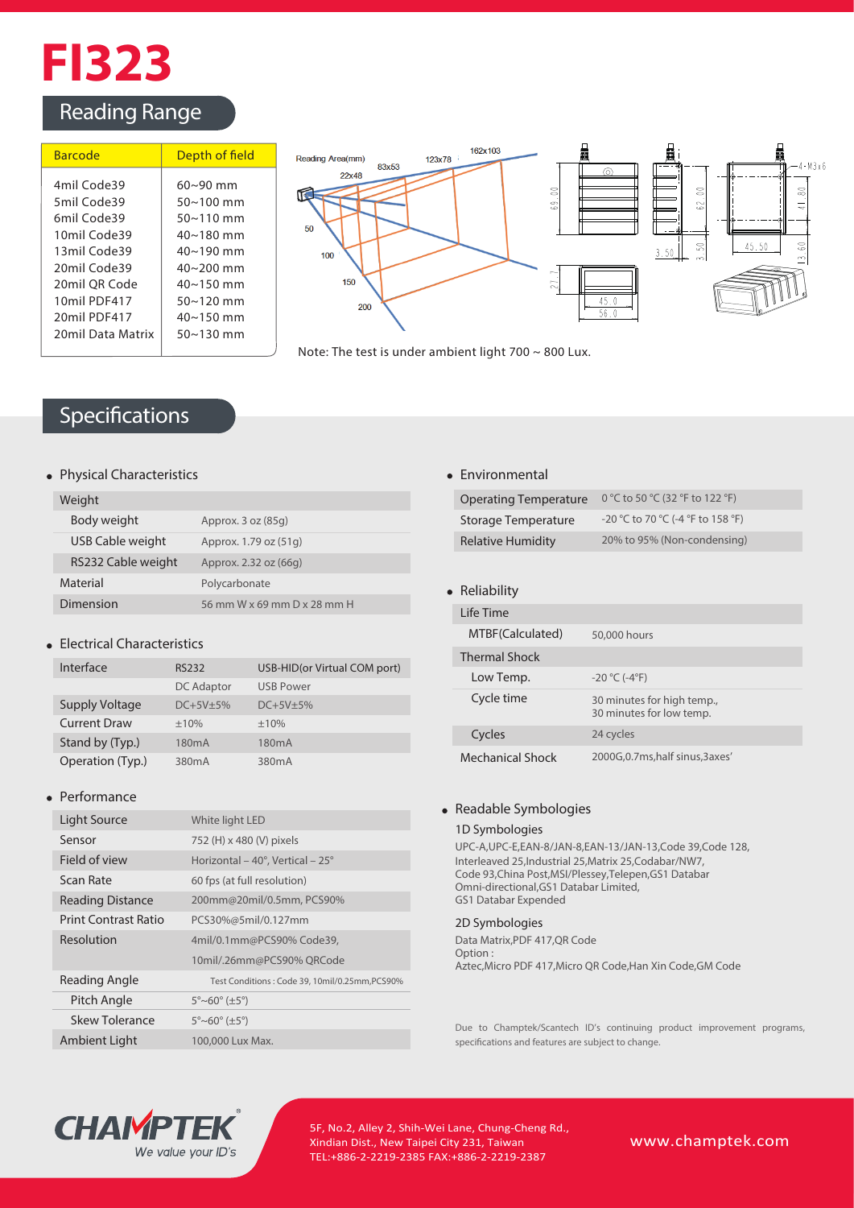# FI323

## Reading Range

| Barcode | Depth of field |
|---|---|
| 4mil Code39 | 60~90 mm |
| 5mil Code39 | 50~100 mm |
| 6mil Code39 | 50~110 mm |
| 10mil Code39 | 40~180 mm |
| 13mil Code39 | 40~190 mm |
| 20mil Code39 | 40~200 mm |
| 20mil QR Code | 40~150 mm |
| 10mil PDF417 | 50~120 mm |
| 20mil PDF417 | 40~150 mm |
| 20mil Data Matrix | 50~130 mm |

Reading Area(mm)
22x48
83x53
123x78
162x103
50
100
150
200

69.00
62.00
41.80
4-M3x6
3.50
3.50
45.50
13.60
27.7
45.0
56.0

Note: The test is under ambient light 700 ~ 800 Lux.

## Specifications

- Physical Characteristics

| | |
|---|---|
| Weight | |
| Body weight | Approx. 3 oz (85g) |
| USB Cable weight | Approx. 1.79 oz (51g) |
| RS232 Cable weight | Approx. 2.32 oz (66g) |
| Material | Polycarbonate |
| Dimension | 56 mm W x 69 mm D x 28 mm H |

- Electrical Characteristics

| | | |
|---|---|---|
| Interface | RS232 | USB-HID(or Virtual COM port) |
| | DC Adaptor | USB Power |
| Supply Voltage | DC+5V±5% | DC+5V±5% |
| Current Draw | ±10% | ±10% |
| Stand by (Typ.) | 180mA | 180mA |
| Operation (Typ.) | 380mA | 380mA |

- Performance

| | |
|---|---|
| Light Source | White light LED |
| Sensor | 752 (H) x 480 (V) pixels |
| Field of view | Horizontal – 40°, Vertical – 25° |
| Scan Rate | 60 fps (at full resolution) |
| Reading Distance | 200mm@20mil/0.5mm, PCS90% |
| Print Contrast Ratio | PCS30%@5mil/0.127mm |
| Resolution | 4mil/0.1mm@PCS90% Code39, |
| | 10mil/.26mm@PCS90% QRCode |
| Reading Angle | Test Conditions : Code 39, 10mil/0.25mm,PCS90% |
| Pitch Angle | 5°~60° (±5°) |
| Skew Tolerance | 5°~60° (±5°) |
| Ambient Light | 100,000 Lux Max. |

- Environmental

| | |
|---|---|
| Operating Temperature | 0 °C to 50 °C (32 °F to 122 °F) |
| Storage Temperature | -20 °C to 70 °C (-4 °F to 158 °F) |
| Relative Humidity | 20% to 95% (Non-condensing) |

- Reliability

| | |
|---|---|
| Life Time | |
| MTBF(Calculated) | 50,000 hours |
| Thermal Shock | |
| Low Temp. | -20 °C (-4°F) |
| Cycle time | 30 minutes for high temp., 30 minutes for low temp. |
| Cycles | 24 cycles |
| Mechanical Shock | 2000G,0.7ms,half sinus,3axes' |

- Readable Symbologies

### 1D Symbologies

UPC-A,UPC-E,EAN-8/JAN-8,EAN-13/JAN-13,Code 39,Code 128, Interleaved 25,Industrial 25,Matrix 25,Codabar/NW7, Code 93,China Post,MSI/Plessey,Telepen,GS1 Databar Omni-directional,GS1 Databar Limited, GS1 Databar Expended

### 2D Symbologies

Data Matrix,PDF 417,QR Code
Option :
Aztec,Micro PDF 417,Micro QR Code,Han Xin Code,GM Code

Due to Champtek/Scantech ID's continuing product improvement programs, specifications and features are subject to change.

CHAMPTEK® We value your ID's

5F, No.2, Alley 2, Shih-Wei Lane, Chung-Cheng Rd., Xindian Dist., New Taipei City 231, Taiwan
TEL:+886-2-2219-2385 FAX:+886-2-2219-2387

www.champtek.com